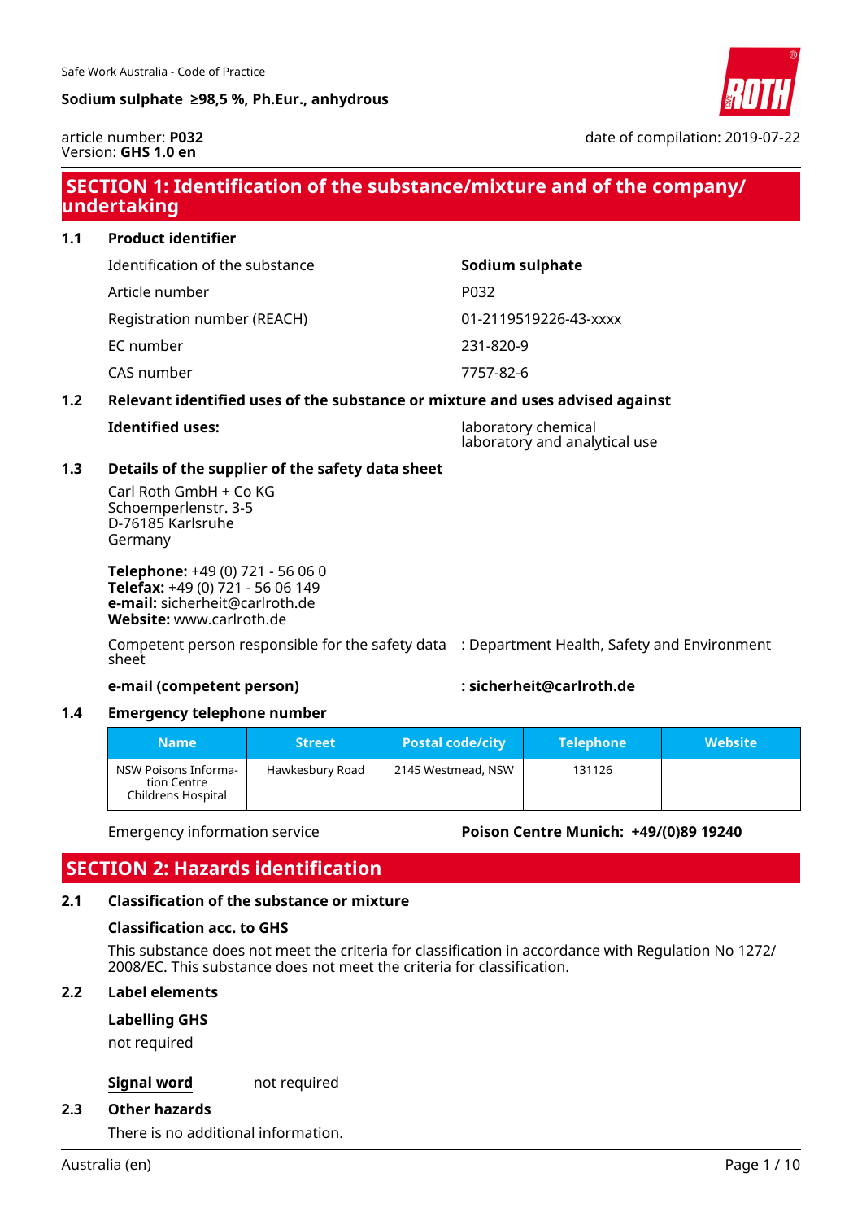Safe Work Australia - Code of Practice

**Sodium sulphate ≥98,5 %, Ph.Eur., anhydrous**

article number: **P032**
Version: **GHS 1.0 en**

date of compilation: 2019-07-22

## SECTION 1: Identification of the substance/mixture and of the company/ undertaking

### 1.1 Product identifier

| | |
|---|---|
| Identification of the substance | **Sodium sulphate** |
| Article number | P032 |
| Registration number (REACH) | 01-2119519226-43-xxxx |
| EC number | 231-820-9 |
| CAS number | 7757-82-6 |

### 1.2 Relevant identified uses of the substance or mixture and uses advised against

**Identified uses:** laboratory chemical
laboratory and analytical use

### 1.3 Details of the supplier of the safety data sheet

Carl Roth GmbH + Co KG
Schoemperlenstr. 3-5
D-76185 Karlsruhe
Germany

**Telephone:** +49 (0) 721 - 56 06 0
**Telefax:** +49 (0) 721 - 56 06 149
**e-mail:** sicherheit@carlroth.de
**Website:** www.carlroth.de

Competent person responsible for the safety data sheet : Department Health, Safety and Environment

**e-mail (competent person) : sicherheit@carlroth.de**

### 1.4 Emergency telephone number

| Name | Street | Postal code/city | Telephone | Website |
|---|---|---|---|---|
| NSW Poisons Information Centre Childrens Hospital | Hawkesbury Road | 2145 Westmead, NSW | 131126 | |

Emergency information service **Poison Centre Munich: +49/(0)89 19240**

## SECTION 2: Hazards identification

### 2.1 Classification of the substance or mixture

**Classification acc. to GHS**

This substance does not meet the criteria for classification in accordance with Regulation No 1272/ 2008/EC. This substance does not meet the criteria for classification.

### 2.2 Label elements

**Labelling GHS**

not required

**Signal word** not required

### 2.3 Other hazards

There is no additional information.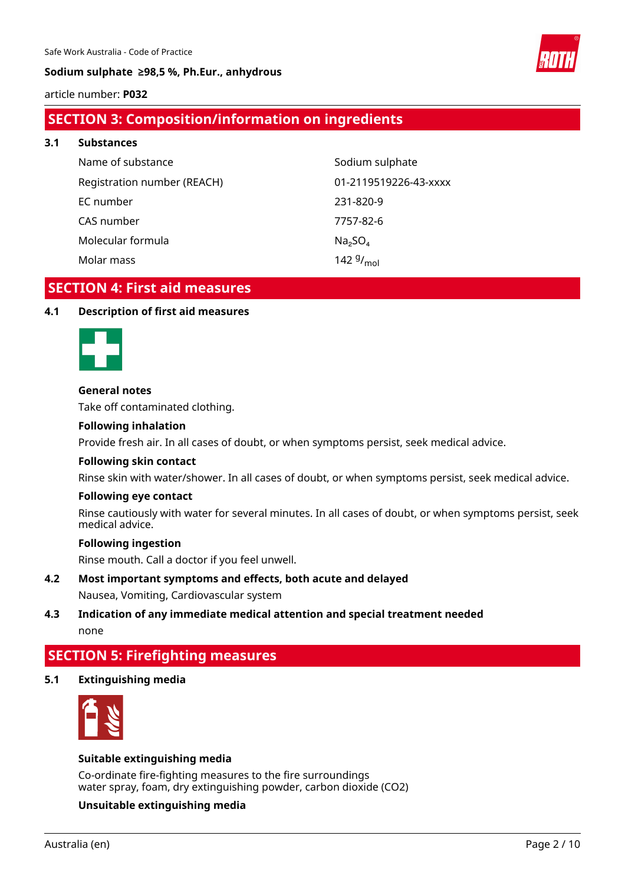## SECTION 3: Composition/information on ingredients

### 3.1 Substances

| | |
|---|---|
| Name of substance | Sodium sulphate |
| Registration number (REACH) | 01-2119519226-43-xxxx |
| EC number | 231-820-9 |
| CAS number | 7757-82-6 |
| Molecular formula | $Na_2SO_4$ |
| Molar mass | 142 $^g/_{mol}$ |

## SECTION 4: First aid measures

### 4.1 Description of first aid measures

**General notes**

Take off contaminated clothing.

**Following inhalation**

Provide fresh air. In all cases of doubt, or when symptoms persist, seek medical advice.

**Following skin contact**

Rinse skin with water/shower. In all cases of doubt, or when symptoms persist, seek medical advice.

**Following eye contact**

Rinse cautiously with water for several minutes. In all cases of doubt, or when symptoms persist, seek medical advice.

**Following ingestion**

Rinse mouth. Call a doctor if you feel unwell.

### 4.2 Most important symptoms and effects, both acute and delayed

Nausea, Vomiting, Cardiovascular system

### 4.3 Indication of any immediate medical attention and special treatment needed

none

## SECTION 5: Firefighting measures

### 5.1 Extinguishing media

**Suitable extinguishing media**

Co-ordinate fire-fighting measures to the fire surroundings
water spray, foam, dry extinguishing powder, carbon dioxide (CO2)

**Unsuitable extinguishing media**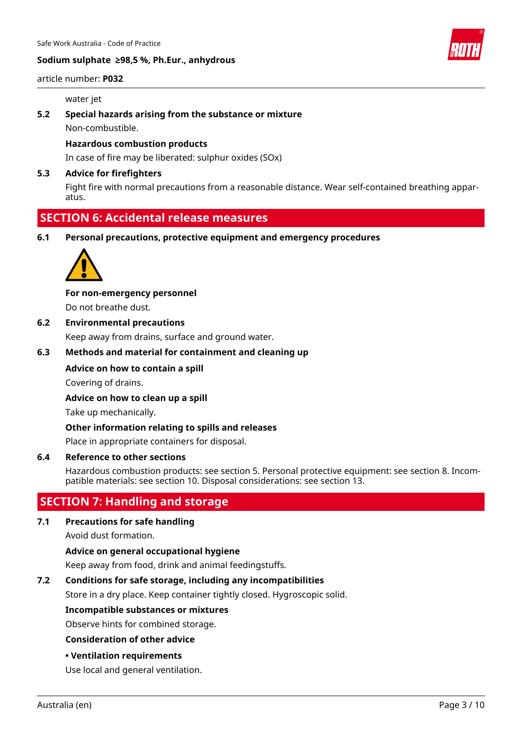water jet

**5.2 Special hazards arising from the substance or mixture**

Non-combustible.

**Hazardous combustion products**

In case of fire may be liberated: sulphur oxides (SOx)

**5.3 Advice for firefighters**

Fight fire with normal precautions from a reasonable distance. Wear self-contained breathing apparatus.

## SECTION 6: Accidental release measures

**6.1 Personal precautions, protective equipment and emergency procedures**

**For non-emergency personnel**

Do not breathe dust.

**6.2 Environmental precautions**

Keep away from drains, surface and ground water.

**6.3 Methods and material for containment and cleaning up**

**Advice on how to contain a spill**

Covering of drains.

**Advice on how to clean up a spill**

Take up mechanically.

**Other information relating to spills and releases**

Place in appropriate containers for disposal.

**6.4 Reference to other sections**

Hazardous combustion products: see section 5. Personal protective equipment: see section 8. Incompatible materials: see section 10. Disposal considerations: see section 13.

## SECTION 7: Handling and storage

**7.1 Precautions for safe handling**

Avoid dust formation.

**Advice on general occupational hygiene**

Keep away from food, drink and animal feedingstuffs.

**7.2 Conditions for safe storage, including any incompatibilities**

Store in a dry place. Keep container tightly closed. Hygroscopic solid.

**Incompatible substances or mixtures**

Observe hints for combined storage.

**Consideration of other advice**

**• Ventilation requirements**

Use local and general ventilation.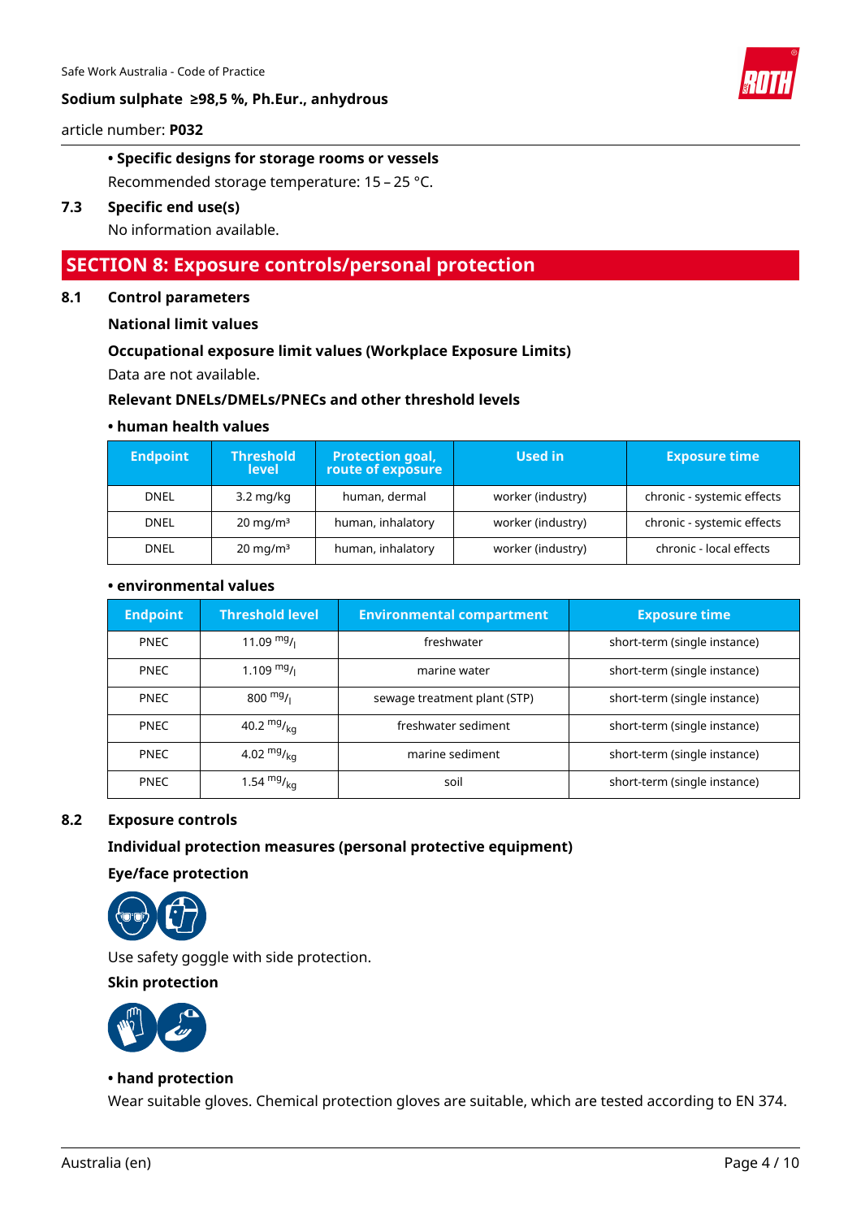• **Specific designs for storage rooms or vessels**

Recommended storage temperature: 15 – 25 °C.

**7.3 Specific end use(s)**

No information available.

## SECTION 8: Exposure controls/personal protection

### 8.1 Control parameters

**National limit values**

**Occupational exposure limit values (Workplace Exposure Limits)**

Data are not available.

**Relevant DNELs/DMELs/PNECs and other threshold levels**

**• human health values**

| Endpoint | Threshold level | Protection goal, route of exposure | Used in | Exposure time |
|---|---|---|---|---|
| DNEL | 3.2 mg/kg | human, dermal | worker (industry) | chronic - systemic effects |
| DNEL | 20 mg/m³ | human, inhalatory | worker (industry) | chronic - systemic effects |
| DNEL | 20 mg/m³ | human, inhalatory | worker (industry) | chronic - local effects |

**• environmental values**

| Endpoint | Threshold level | Environmental compartment | Exposure time |
|---|---|---|---|
| PNEC | 11.09 mg/l | freshwater | short-term (single instance) |
| PNEC | 1.109 mg/l | marine water | short-term (single instance) |
| PNEC | 800 mg/l | sewage treatment plant (STP) | short-term (single instance) |
| PNEC | 40.2 mg/kg | freshwater sediment | short-term (single instance) |
| PNEC | 4.02 mg/kg | marine sediment | short-term (single instance) |
| PNEC | 1.54 mg/kg | soil | short-term (single instance) |

### 8.2 Exposure controls

**Individual protection measures (personal protective equipment)**

**Eye/face protection**

Use safety goggle with side protection.

**Skin protection**

**• hand protection**

Wear suitable gloves. Chemical protection gloves are suitable, which are tested according to EN 374.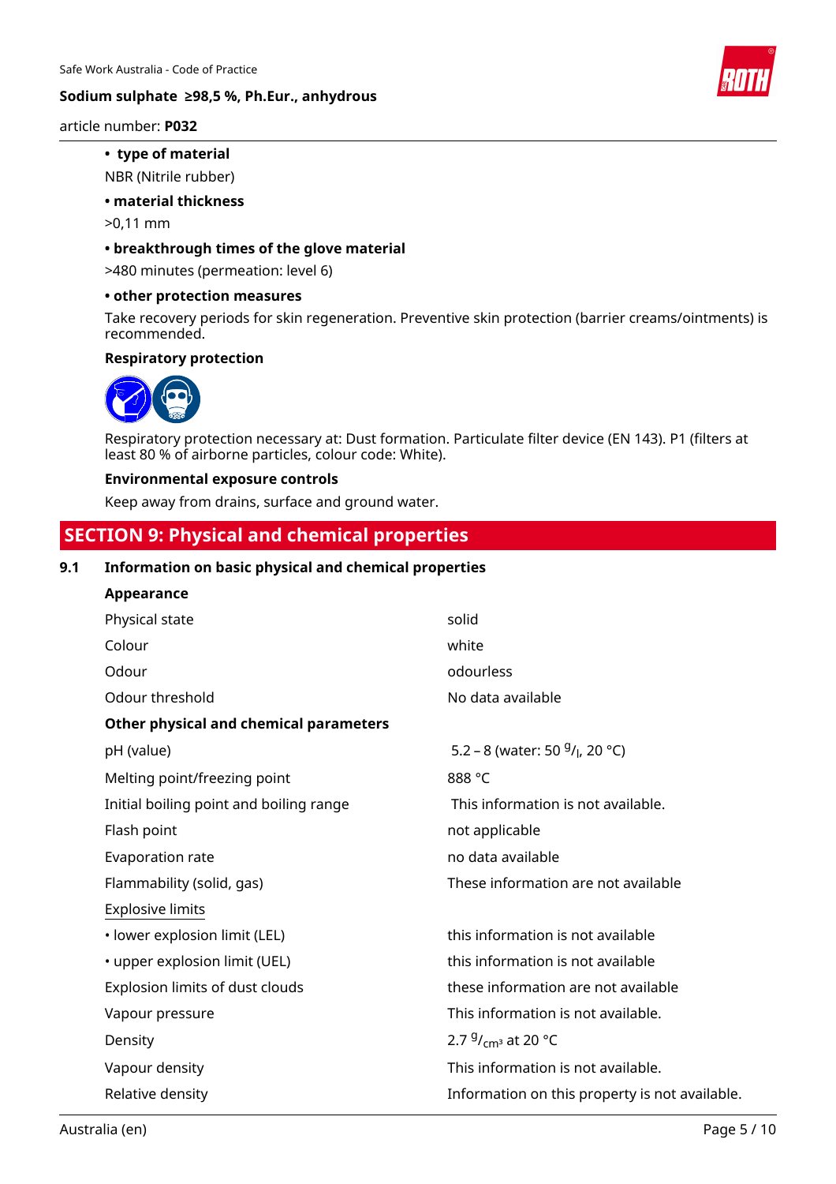- **type of material**

NBR (Nitrile rubber)

- **material thickness**

>0,11 mm

- **breakthrough times of the glove material**

>480 minutes (permeation: level 6)

- **other protection measures**

Take recovery periods for skin regeneration. Preventive skin protection (barrier creams/ointments) is recommended.

**Respiratory protection**

Respiratory protection necessary at: Dust formation. Particulate filter device (EN 143). P1 (filters at least 80 % of airborne particles, colour code: White).

**Environmental exposure controls**

Keep away from drains, surface and ground water.

## SECTION 9: Physical and chemical properties

### 9.1 Information on basic physical and chemical properties

**Appearance**

| | |
|---|---|
| Physical state | solid |
| Colour | white |
| Odour | odourless |
| Odour threshold | No data available |

**Other physical and chemical parameters**

| | |
|---|---|
| pH (value) | 5.2 – 8 (water: 50 $^{g}/_{l}$, 20 °C) |
| Melting point/freezing point | 888 °C |
| Initial boiling point and boiling range | This information is not available. |
| Flash point | not applicable |
| Evaporation rate | no data available |
| Flammability (solid, gas) | These information are not available |
| Explosive limits | |
| • lower explosion limit (LEL) | this information is not available |
| • upper explosion limit (UEL) | this information is not available |
| Explosion limits of dust clouds | these information are not available |
| Vapour pressure | This information is not available. |
| Density | 2.7 $^{g}/_{cm^3}$ at 20 °C |
| Vapour density | This information is not available. |
| Relative density | Information on this property is not available. |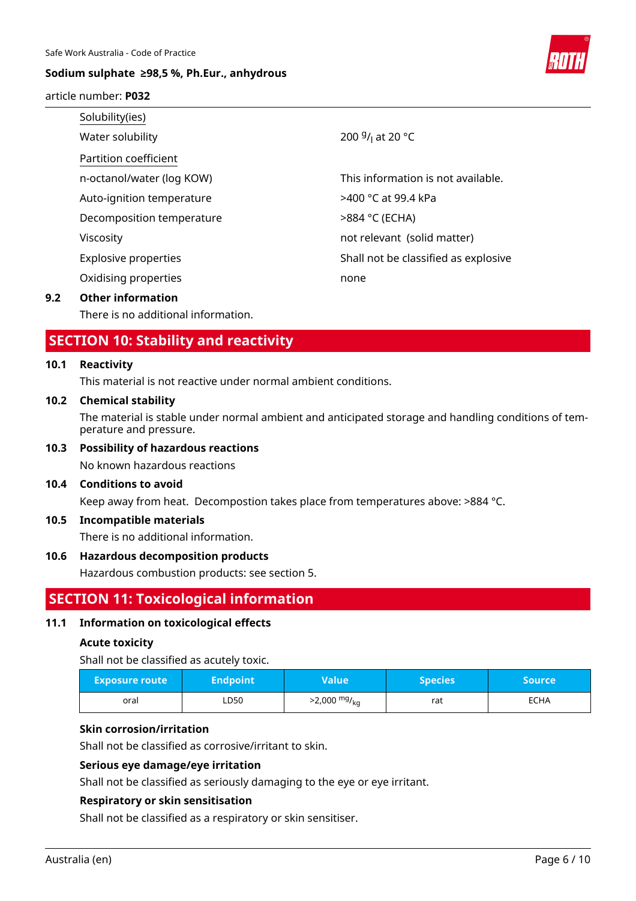Solubility(ies)

| | |
|---|---|
| Water solubility | 200 $^{g}/_{l}$ at 20 °C |

Partition coefficient

| | |
|---|---|
| n-octanol/water (log KOW) | This information is not available. |
| Auto-ignition temperature | >400 °C at 99.4 kPa |
| Decomposition temperature | >884 °C (ECHA) |
| Viscosity | not relevant (solid matter) |
| Explosive properties | Shall not be classified as explosive |
| Oxidising properties | none |

### 9.2 Other information

There is no additional information.

## SECTION 10: Stability and reactivity

### 10.1 Reactivity

This material is not reactive under normal ambient conditions.

### 10.2 Chemical stability

The material is stable under normal ambient and anticipated storage and handling conditions of temperature and pressure.

### 10.3 Possibility of hazardous reactions

No known hazardous reactions

### 10.4 Conditions to avoid

Keep away from heat. Decompostion takes place from temperatures above: >884 °C.

### 10.5 Incompatible materials

There is no additional information.

### 10.6 Hazardous decomposition products

Hazardous combustion products: see section 5.

## SECTION 11: Toxicological information

### 11.1 Information on toxicological effects

**Acute toxicity**

Shall not be classified as acutely toxic.

| Exposure route | Endpoint | Value | Species | Source |
|---|---|---|---|---|
| oral | LD50 | >2,000 $^{mg}/_{kg}$ | rat | ECHA |

**Skin corrosion/irritation**

Shall not be classified as corrosive/irritant to skin.

**Serious eye damage/eye irritation**

Shall not be classified as seriously damaging to the eye or eye irritant.

**Respiratory or skin sensitisation**

Shall not be classified as a respiratory or skin sensitiser.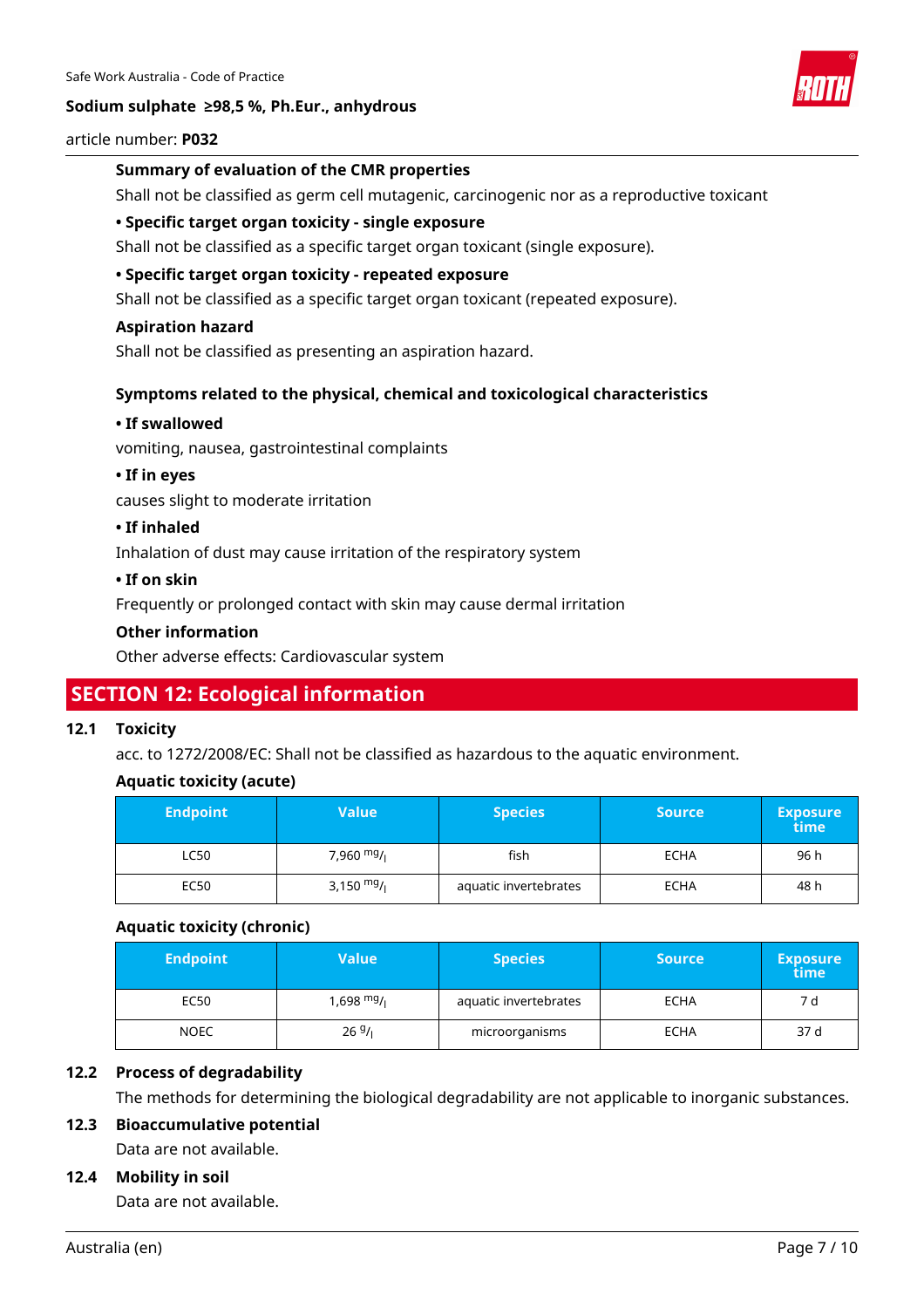### Summary of evaluation of the CMR properties

Shall not be classified as germ cell mutagenic, carcinogenic nor as a reproductive toxicant

**• Specific target organ toxicity - single exposure**

Shall not be classified as a specific target organ toxicant (single exposure).

**• Specific target organ toxicity - repeated exposure**

Shall not be classified as a specific target organ toxicant (repeated exposure).

### Aspiration hazard

Shall not be classified as presenting an aspiration hazard.

### Symptoms related to the physical, chemical and toxicological characteristics

**• If swallowed**

vomiting, nausea, gastrointestinal complaints

**• If in eyes**

causes slight to moderate irritation

**• If inhaled**

Inhalation of dust may cause irritation of the respiratory system

**• If on skin**

Frequently or prolonged contact with skin may cause dermal irritation

### Other information

Other adverse effects: Cardiovascular system

## SECTION 12: Ecological information

### 12.1 Toxicity

acc. to 1272/2008/EC: Shall not be classified as hazardous to the aquatic environment.

**Aquatic toxicity (acute)**

| Endpoint | Value | Species | Source | Exposure time |
|---|---|---|---|---|
| LC50 | 7,960 mg/l | fish | ECHA | 96 h |
| EC50 | 3,150 mg/l | aquatic invertebrates | ECHA | 48 h |

**Aquatic toxicity (chronic)**

| Endpoint | Value | Species | Source | Exposure time |
|---|---|---|---|---|
| EC50 | 1,698 mg/l | aquatic invertebrates | ECHA | 7 d |
| NOEC | 26 g/l | microorganisms | ECHA | 37 d |

### 12.2 Process of degradability

The methods for determining the biological degradability are not applicable to inorganic substances.

### 12.3 Bioaccumulative potential

Data are not available.

### 12.4 Mobility in soil

Data are not available.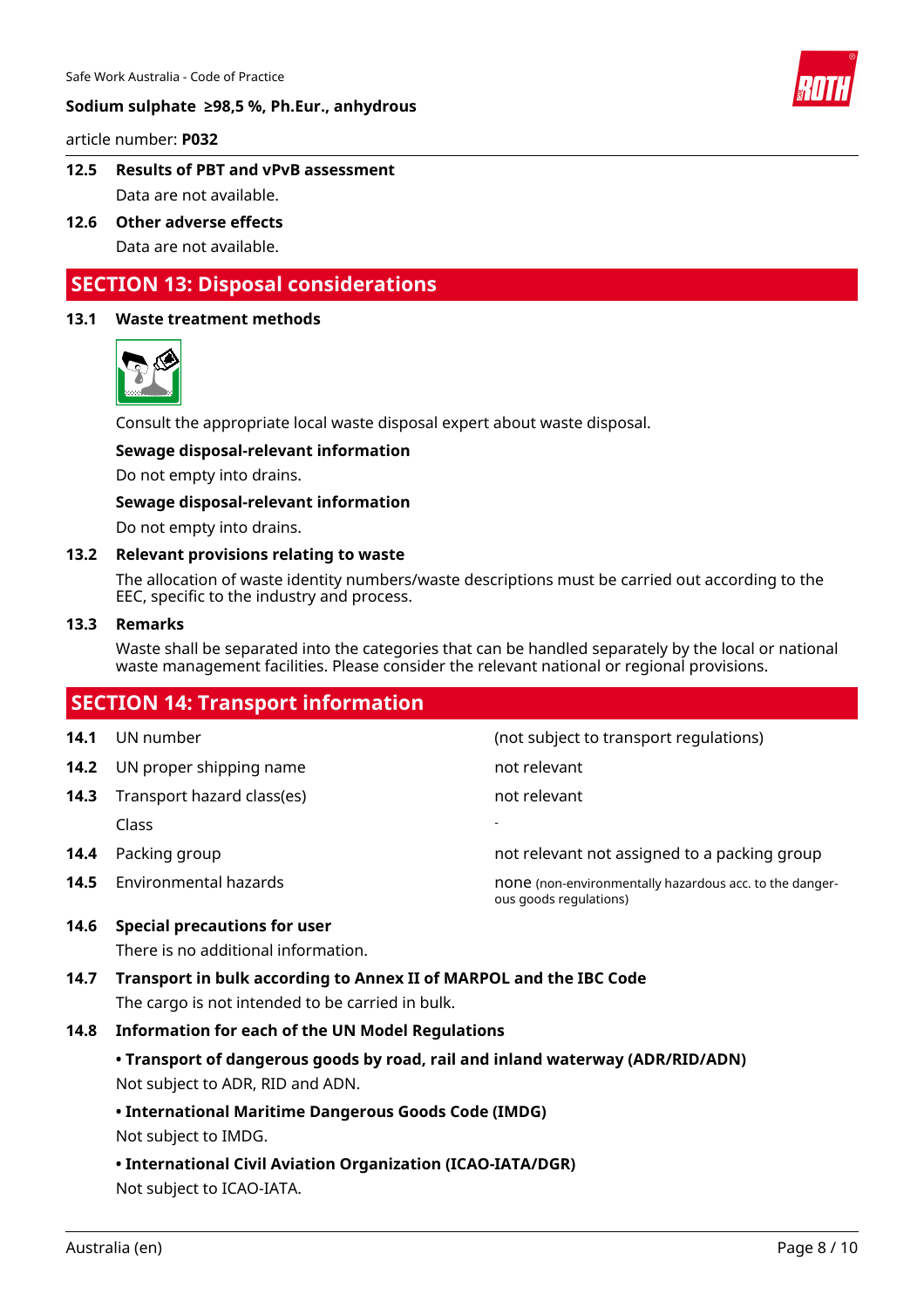#### 12.5 Results of PBT and vPvB assessment

Data are not available.

#### 12.6 Other adverse effects

Data are not available.

## SECTION 13: Disposal considerations

#### 13.1 Waste treatment methods

Consult the appropriate local waste disposal expert about waste disposal.

**Sewage disposal-relevant information**

Do not empty into drains.

**Sewage disposal-relevant information**

Do not empty into drains.

#### 13.2 Relevant provisions relating to waste

The allocation of waste identity numbers/waste descriptions must be carried out according to the EEC, specific to the industry and process.

#### 13.3 Remarks

Waste shall be separated into the categories that can be handled separately by the local or national waste management facilities. Please consider the relevant national or regional provisions.

## SECTION 14: Transport information

| | | |
|---|---|---|
| **14.1** | UN number | (not subject to transport regulations) |
| **14.2** | UN proper shipping name | not relevant |
| **14.3** | Transport hazard class(es) | not relevant |
| | Class | - |
| **14.4** | Packing group | not relevant not assigned to a packing group |
| **14.5** | Environmental hazards | none (non-environmentally hazardous acc. to the dangerous goods regulations) |

#### 14.6 Special precautions for user

There is no additional information.

#### 14.7 Transport in bulk according to Annex II of MARPOL and the IBC Code

The cargo is not intended to be carried in bulk.

#### 14.8 Information for each of the UN Model Regulations

**• Transport of dangerous goods by road, rail and inland waterway (ADR/RID/ADN)**

Not subject to ADR, RID and ADN.

**• International Maritime Dangerous Goods Code (IMDG)**

Not subject to IMDG.

**• International Civil Aviation Organization (ICAO-IATA/DGR)**

Not subject to ICAO-IATA.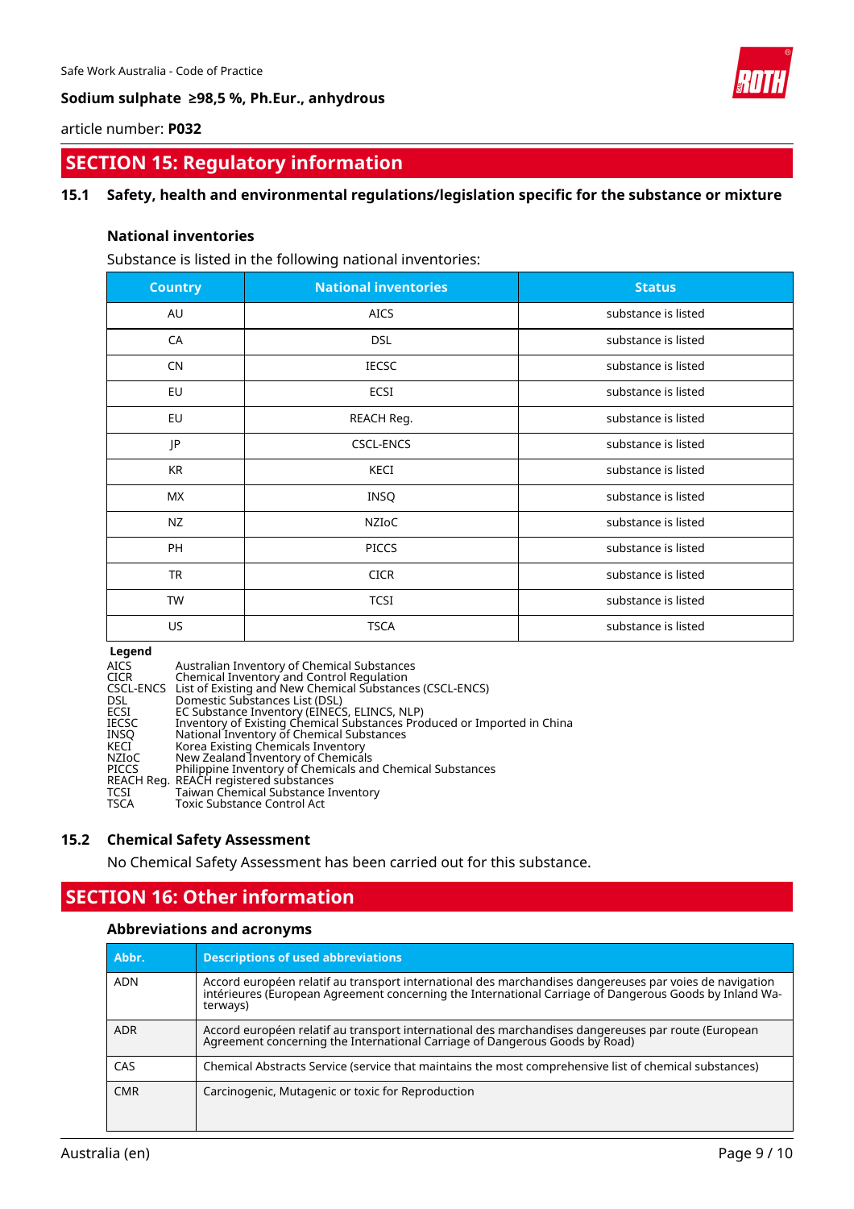## SECTION 15: Regulatory information

### 15.1 Safety, health and environmental regulations/legislation specific for the substance or mixture

**National inventories**

Substance is listed in the following national inventories:

| Country | National inventories | Status |
|---|---|---|
| AU | AICS | substance is listed |
| CA | DSL | substance is listed |
| CN | IECSC | substance is listed |
| EU | ECSI | substance is listed |
| EU | REACH Reg. | substance is listed |
| JP | CSCL-ENCS | substance is listed |
| KR | KECI | substance is listed |
| MX | INSQ | substance is listed |
| NZ | NZIoC | substance is listed |
| PH | PICCS | substance is listed |
| TR | CICR | substance is listed |
| TW | TCSI | substance is listed |
| US | TSCA | substance is listed |

**Legend**

| | |
|---|---|
| AICS | Australian Inventory of Chemical Substances |
| CICR | Chemical Inventory and Control Regulation |
| CSCL-ENCS | List of Existing and New Chemical Substances (CSCL-ENCS) |
| DSL | Domestic Substances List (DSL) |
| ECSI | EC Substance Inventory (EINECS, ELINCS, NLP) |
| IECSC | Inventory of Existing Chemical Substances Produced or Imported in China |
| INSQ | National Inventory of Chemical Substances |
| KECI | Korea Existing Chemicals Inventory |
| NZIoC | New Zealand Inventory of Chemicals |
| PICCS | Philippine Inventory of Chemicals and Chemical Substances |
| REACH Reg. | REACH registered substances |
| TCSI | Taiwan Chemical Substance Inventory |
| TSCA | Toxic Substance Control Act |

### 15.2 Chemical Safety Assessment

No Chemical Safety Assessment has been carried out for this substance.

## SECTION 16: Other information

**Abbreviations and acronyms**

| Abbr. | Descriptions of used abbreviations |
|---|---|
| ADN | Accord européen relatif au transport international des marchandises dangereuses par voies de navigation intérieures (European Agreement concerning the International Carriage of Dangerous Goods by Inland Waterways) |
| ADR | Accord européen relatif au transport international des marchandises dangereuses par route (European Agreement concerning the International Carriage of Dangerous Goods by Road) |
| CAS | Chemical Abstracts Service (service that maintains the most comprehensive list of chemical substances) |
| CMR | Carcinogenic, Mutagenic or toxic for Reproduction |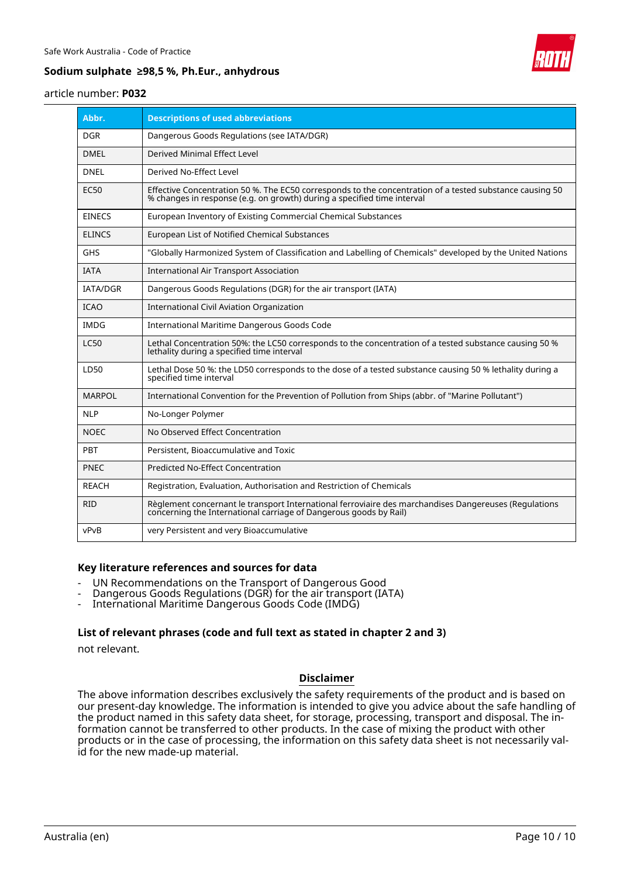| Abbr. | Descriptions of used abbreviations |
|---|---|
| DGR | Dangerous Goods Regulations (see IATA/DGR) |
| DMEL | Derived Minimal Effect Level |
| DNEL | Derived No-Effect Level |
| EC50 | Effective Concentration 50 %. The EC50 corresponds to the concentration of a tested substance causing 50 % changes in response (e.g. on growth) during a specified time interval |
| EINECS | European Inventory of Existing Commercial Chemical Substances |
| ELINCS | European List of Notified Chemical Substances |
| GHS | "Globally Harmonized System of Classification and Labelling of Chemicals" developed by the United Nations |
| IATA | International Air Transport Association |
| IATA/DGR | Dangerous Goods Regulations (DGR) for the air transport (IATA) |
| ICAO | International Civil Aviation Organization |
| IMDG | International Maritime Dangerous Goods Code |
| LC50 | Lethal Concentration 50%: the LC50 corresponds to the concentration of a tested substance causing 50 % lethality during a specified time interval |
| LD50 | Lethal Dose 50 %: the LD50 corresponds to the dose of a tested substance causing 50 % lethality during a specified time interval |
| MARPOL | International Convention for the Prevention of Pollution from Ships (abbr. of "Marine Pollutant") |
| NLP | No-Longer Polymer |
| NOEC | No Observed Effect Concentration |
| PBT | Persistent, Bioaccumulative and Toxic |
| PNEC | Predicted No-Effect Concentration |
| REACH | Registration, Evaluation, Authorisation and Restriction of Chemicals |
| RID | Règlement concernant le transport International ferroviaire des marchandises Dangereuses (Regulations concerning the International carriage of Dangerous goods by Rail) |
| vPvB | very Persistent and very Bioaccumulative |

### Key literature references and sources for data

- UN Recommendations on the Transport of Dangerous Good
- Dangerous Goods Regulations (DGR) for the air transport (IATA)
- International Maritime Dangerous Goods Code (IMDG)

### List of relevant phrases (code and full text as stated in chapter 2 and 3)

not relevant.

## Disclaimer

The above information describes exclusively the safety requirements of the product and is based on our present-day knowledge. The information is intended to give you advice about the safe handling of the product named in this safety data sheet, for storage, processing, transport and disposal. The information cannot be transferred to other products. In the case of mixing the product with other products or in the case of processing, the information on this safety data sheet is not necessarily valid for the new made-up material.